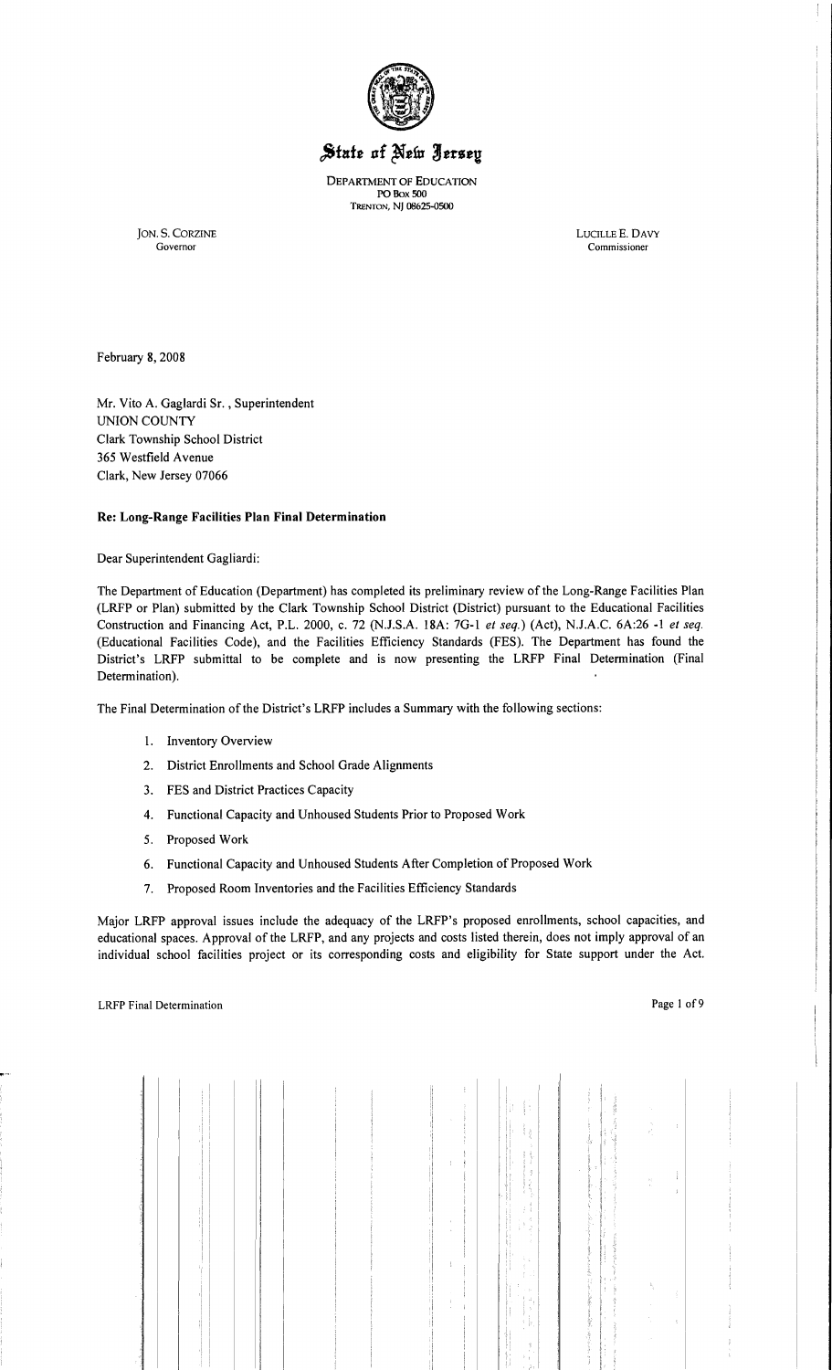# State of New Jersey

DEPARTMENT OF EDUCATION
PO Box 500
TRENTON, NJ 08625-0500

JON. S. CORZINE
Governor

LUCILLE E. DAVY
Commissioner

February 8, 2008

Mr. Vito A. Gaglardi Sr. , Superintendent
UNION COUNTY
Clark Township School District
365 Westfield Avenue
Clark, New Jersey 07066

**Re: Long-Range Facilities Plan Final Determination**

Dear Superintendent Gagliardi:

The Department of Education (Department) has completed its preliminary review of the Long-Range Facilities Plan (LRFP or Plan) submitted by the Clark Township School District (District) pursuant to the Educational Facilities Construction and Financing Act, P.L. 2000, c. 72 (N.J.S.A. 18A: 7G-1 *et seq.*) (Act), N.J.A.C. 6A:26 -1 *et seq.* (Educational Facilities Code), and the Facilities Efficiency Standards (FES). The Department has found the District's LRFP submittal to be complete and is now presenting the LRFP Final Determination (Final Determination).

The Final Determination of the District's LRFP includes a Summary with the following sections:

1. Inventory Overview
2. District Enrollments and School Grade Alignments
3. FES and District Practices Capacity
4. Functional Capacity and Unhoused Students Prior to Proposed Work
5. Proposed Work
6. Functional Capacity and Unhoused Students After Completion of Proposed Work
7. Proposed Room Inventories and the Facilities Efficiency Standards

Major LRFP approval issues include the adequacy of the LRFP's proposed enrollments, school capacities, and educational spaces. Approval of the LRFP, and any projects and costs listed therein, does not imply approval of an individual school facilities project or its corresponding costs and eligibility for State support under the Act.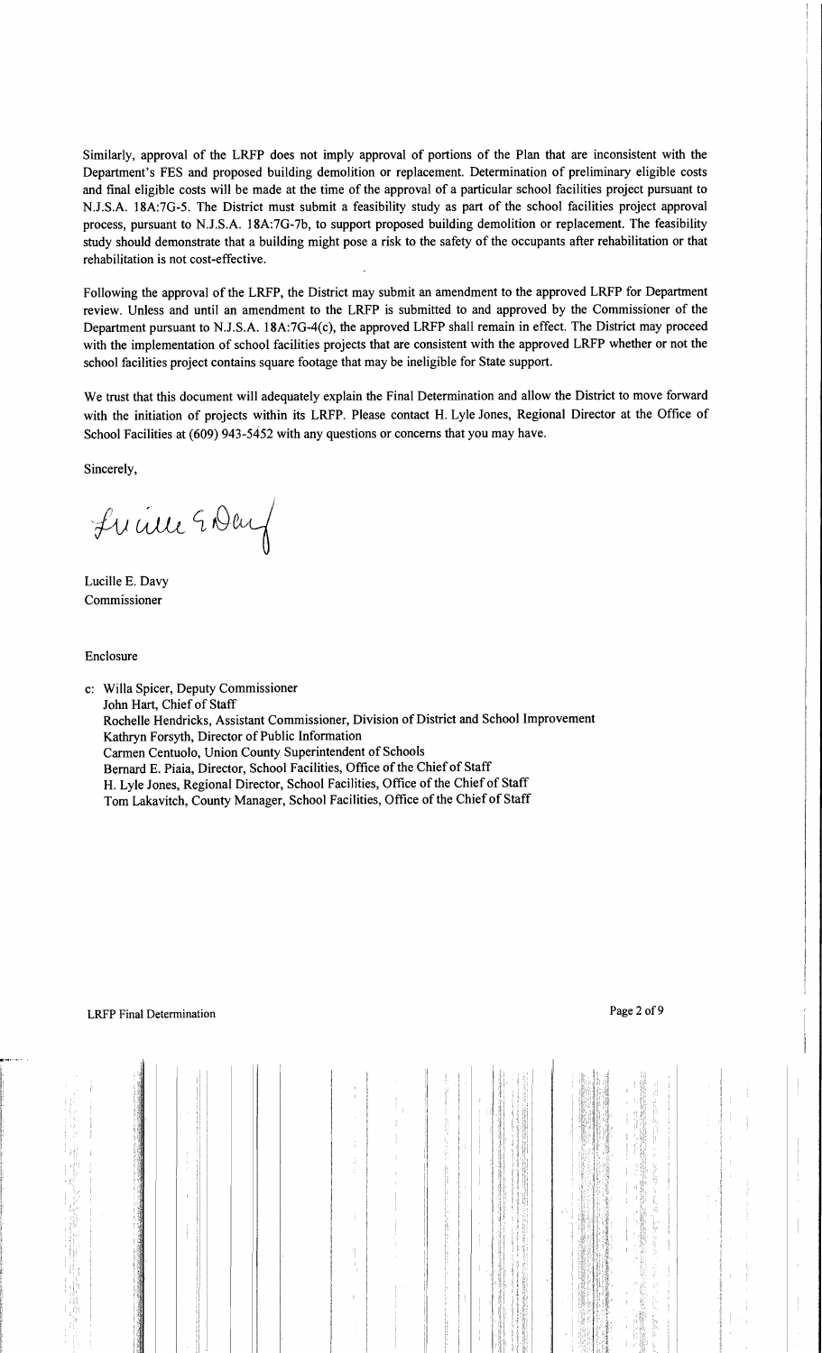Similarly, approval of the LRFP does not imply approval of portions of the Plan that are inconsistent with the Department's FES and proposed building demolition or replacement. Determination of preliminary eligible costs and final eligible costs will be made at the time of the approval of a particular school facilities project pursuant to N.J.S.A. 18A:7G-5. The District must submit a feasibility study as part of the school facilities project approval process, pursuant to N.J.S.A. 18A:7G-7b, to support proposed building demolition or replacement. The feasibility study should demonstrate that a building might pose a risk to the safety of the occupants after rehabilitation or that rehabilitation is not cost-effective.

Following the approval of the LRFP, the District may submit an amendment to the approved LRFP for Department review. Unless and until an amendment to the LRFP is submitted to and approved by the Commissioner of the Department pursuant to N.J.S.A. 18A:7G-4(c), the approved LRFP shall remain in effect. The District may proceed with the implementation of school facilities projects that are consistent with the approved LRFP whether or not the school facilities project contains square footage that may be ineligible for State support.

We trust that this document will adequately explain the Final Determination and allow the District to move forward with the initiation of projects within its LRFP. Please contact H. Lyle Jones, Regional Director at the Office of School Facilities at (609) 943-5452 with any questions or concerns that you may have.

Sincerely,

Lucille E. Davy
Commissioner

Enclosure

c: Willa Spicer, Deputy Commissioner
John Hart, Chief of Staff
Rochelle Hendricks, Assistant Commissioner, Division of District and School Improvement
Kathryn Forsyth, Director of Public Information
Carmen Centuolo, Union County Superintendent of Schools
Bernard E. Piaia, Director, School Facilities, Office of the Chief of Staff
H. Lyle Jones, Regional Director, School Facilities, Office of the Chief of Staff
Tom Lakavitch, County Manager, School Facilities, Office of the Chief of Staff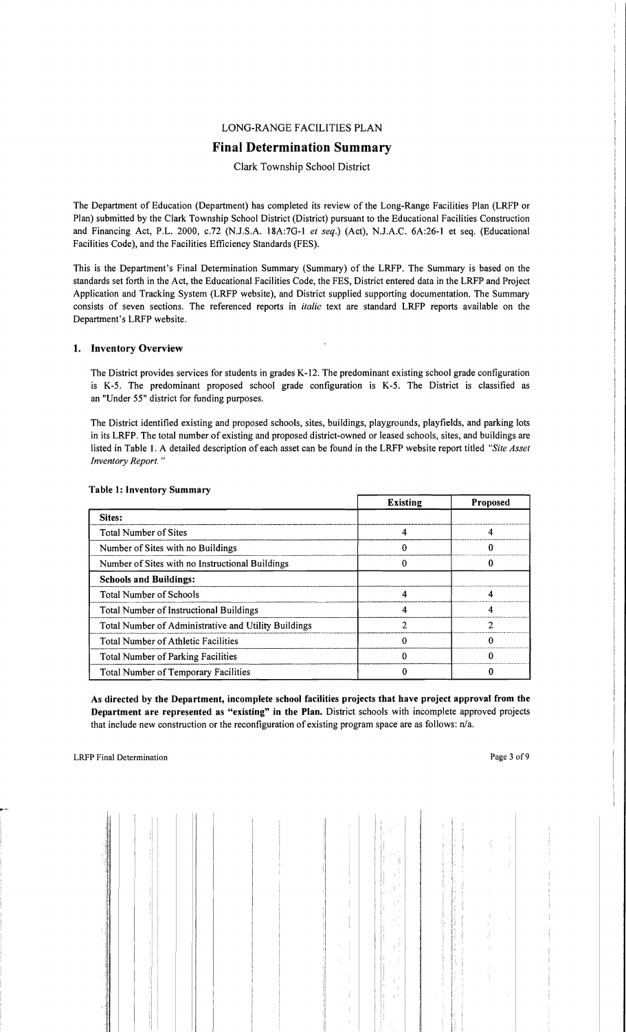LONG-RANGE FACILITIES PLAN

# Final Determination Summary

Clark Township School District

The Department of Education (Department) has completed its review of the Long-Range Facilities Plan (LRFP or Plan) submitted by the Clark Township School District (District) pursuant to the Educational Facilities Construction and Financing Act, P.L. 2000, c.72 (N.J.S.A. 18A:7G-1 *et seq.*) (Act), N.J.A.C. 6A:26-1 et seq. (Educational Facilities Code), and the Facilities Efficiency Standards (FES).

This is the Department's Final Determination Summary (Summary) of the LRFP. The Summary is based on the standards set forth in the Act, the Educational Facilities Code, the FES, District entered data in the LRFP and Project Application and Tracking System (LRFP website), and District supplied supporting documentation. The Summary consists of seven sections. The referenced reports in *italic* text are standard LRFP reports available on the Department's LRFP website.

## 1. Inventory Overview

The District provides services for students in grades K-12. The predominant existing school grade configuration is K-5. The predominant proposed school grade configuration is K-5. The District is classified as an "Under 55" district for funding purposes.

The District identified existing and proposed schools, sites, buildings, playgrounds, playfields, and parking lots in its LRFP. The total number of existing and proposed district-owned or leased schools, sites, and buildings are listed in Table 1. A detailed description of each asset can be found in the LRFP website report titled *"Site Asset Inventory Report."*

**Table 1: Inventory Summary**

| | Existing | Proposed |
|---|---|---|
| **Sites:** | | |
| Total Number of Sites | 4 | 4 |
| Number of Sites with no Buildings | 0 | 0 |
| Number of Sites with no Instructional Buildings | 0 | 0 |
| **Schools and Buildings:** | | |
| Total Number of Schools | 4 | 4 |
| Total Number of Instructional Buildings | 4 | 4 |
| Total Number of Administrative and Utility Buildings | 2 | 2 |
| Total Number of Athletic Facilities | 0 | 0 |
| Total Number of Parking Facilities | 0 | 0 |
| Total Number of Temporary Facilities | 0 | 0 |

**As directed by the Department, incomplete school facilities projects that have project approval from the Department are represented as "existing" in the Plan.** District schools with incomplete approved projects that include new construction or the reconfiguration of existing program space are as follows: n/a.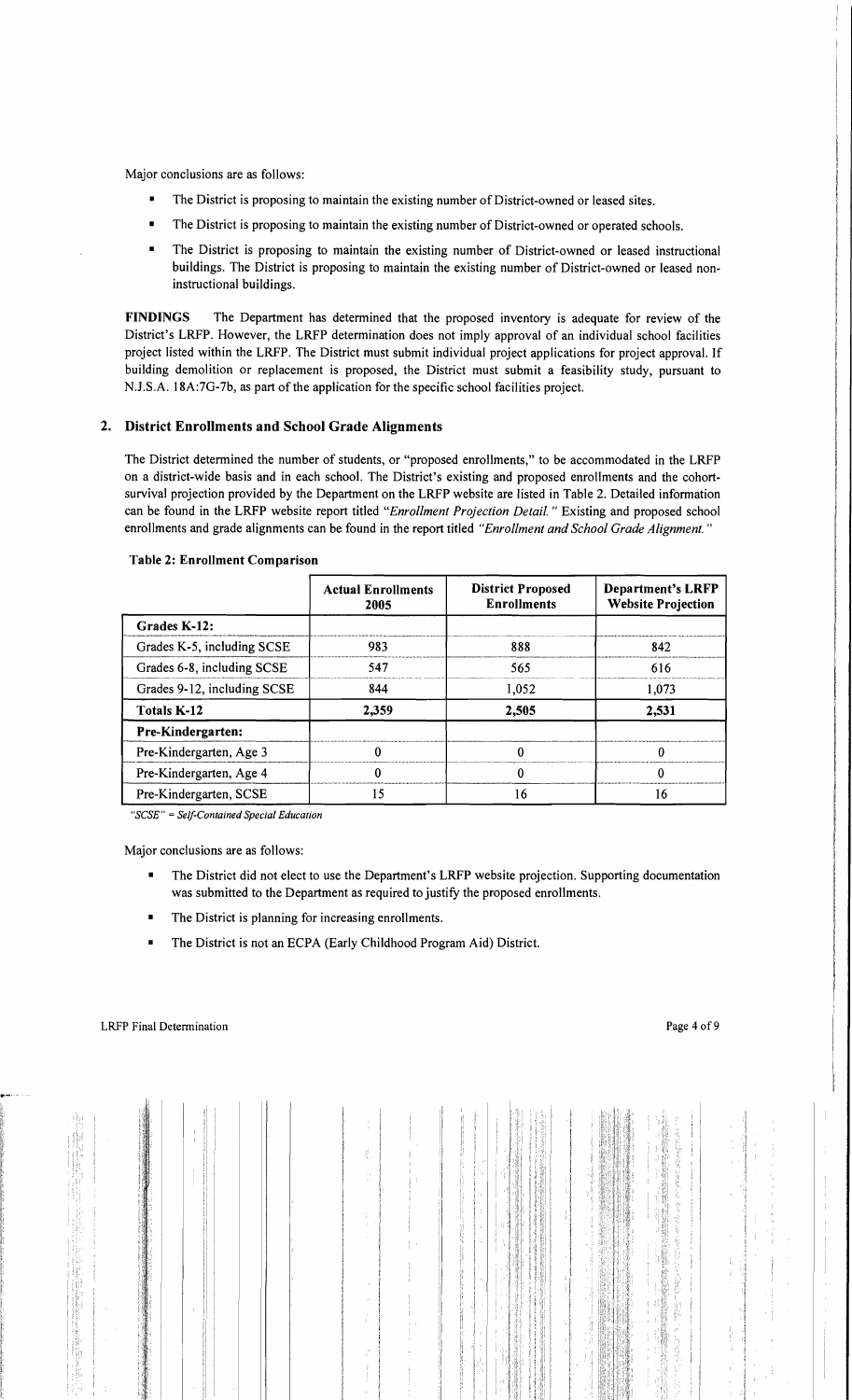Major conclusions are as follows:

- The District is proposing to maintain the existing number of District-owned or leased sites.
- The District is proposing to maintain the existing number of District-owned or operated schools.
- The District is proposing to maintain the existing number of District-owned or leased instructional buildings. The District is proposing to maintain the existing number of District-owned or leased non-instructional buildings.

**FINDINGS** The Department has determined that the proposed inventory is adequate for review of the District's LRFP. However, the LRFP determination does not imply approval of an individual school facilities project listed within the LRFP. The District must submit individual project applications for project approval. If building demolition or replacement is proposed, the District must submit a feasibility study, pursuant to N.J.S.A. 18A:7G-7b, as part of the application for the specific school facilities project.

## 2. District Enrollments and School Grade Alignments

The District determined the number of students, or "proposed enrollments," to be accommodated in the LRFP on a district-wide basis and in each school. The District's existing and proposed enrollments and the cohort-survival projection provided by the Department on the LRFP website are listed in Table 2. Detailed information can be found in the LRFP website report titled *"Enrollment Projection Detail."* Existing and proposed school enrollments and grade alignments can be found in the report titled *"Enrollment and School Grade Alignment."*

**Table 2: Enrollment Comparison**

| | Actual Enrollments 2005 | District Proposed Enrollments | Department's LRFP Website Projection |
|---|---|---|---|
| **Grades K-12:** | | | |
| Grades K-5, including SCSE | 983 | 888 | 842 |
| Grades 6-8, including SCSE | 547 | 565 | 616 |
| Grades 9-12, including SCSE | 844 | 1,052 | 1,073 |
| **Totals K-12** | **2,359** | **2,505** | **2,531** |
| **Pre-Kindergarten:** | | | |
| Pre-Kindergarten, Age 3 | 0 | 0 | 0 |
| Pre-Kindergarten, Age 4 | 0 | 0 | 0 |
| Pre-Kindergarten, SCSE | 15 | 16 | 16 |

*"SCSE" = Self-Contained Special Education*

Major conclusions are as follows:

- The District did not elect to use the Department's LRFP website projection. Supporting documentation was submitted to the Department as required to justify the proposed enrollments.
- The District is planning for increasing enrollments.
- The District is not an ECPA (Early Childhood Program Aid) District.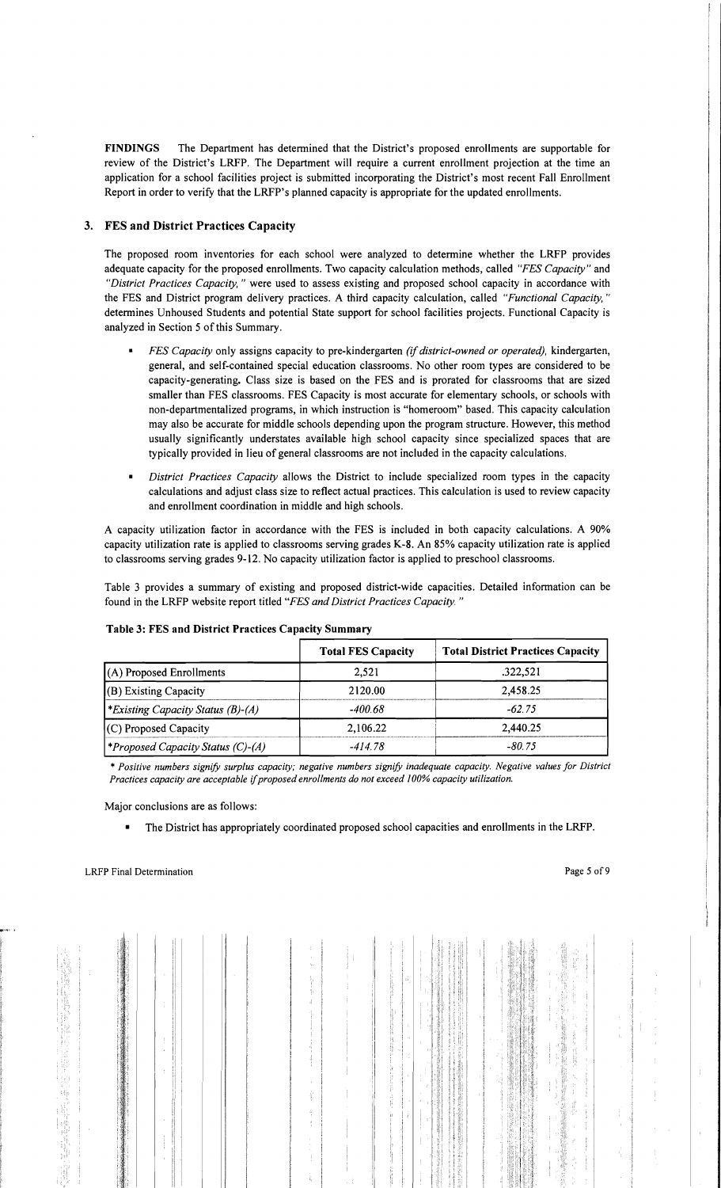**FINDINGS** The Department has determined that the District's proposed enrollments are supportable for review of the District's LRFP. The Department will require a current enrollment projection at the time an application for a school facilities project is submitted incorporating the District's most recent Fall Enrollment Report in order to verify that the LRFP's planned capacity is appropriate for the updated enrollments.

## 3. FES and District Practices Capacity

The proposed room inventories for each school were analyzed to determine whether the LRFP provides adequate capacity for the proposed enrollments. Two capacity calculation methods, called *"FES Capacity"* and *"District Practices Capacity,"* were used to assess existing and proposed school capacity in accordance with the FES and District program delivery practices. A third capacity calculation, called *"Functional Capacity,"* determines Unhoused Students and potential State support for school facilities projects. Functional Capacity is analyzed in Section 5 of this Summary.

- *FES Capacity* only assigns capacity to pre-kindergarten *(if district-owned or operated),* kindergarten, general, and self-contained special education classrooms. No other room types are considered to be capacity-generating. Class size is based on the FES and is prorated for classrooms that are sized smaller than FES classrooms. FES Capacity is most accurate for elementary schools, or schools with non-departmentalized programs, in which instruction is "homeroom" based. This capacity calculation may also be accurate for middle schools depending upon the program structure. However, this method usually significantly understates available high school capacity since specialized spaces that are typically provided in lieu of general classrooms are not included in the capacity calculations.
- *District Practices Capacity* allows the District to include specialized room types in the capacity calculations and adjust class size to reflect actual practices. This calculation is used to review capacity and enrollment coordination in middle and high schools.

A capacity utilization factor in accordance with the FES is included in both capacity calculations. A 90% capacity utilization rate is applied to classrooms serving grades K-8. An 85% capacity utilization rate is applied to classrooms serving grades 9-12. No capacity utilization factor is applied to preschool classrooms.

Table 3 provides a summary of existing and proposed district-wide capacities. Detailed information can be found in the LRFP website report titled *"FES and District Practices Capacity."*

**Table 3: FES and District Practices Capacity Summary**

| | Total FES Capacity | Total District Practices Capacity |
|---|---|---|
| (A) Proposed Enrollments | 2,521 | .322,521 |
| (B) Existing Capacity | 2120.00 | 2,458.25 |
| *\*Existing Capacity Status (B)-(A)* | *-400.68* | *-62.75* |
| (C) Proposed Capacity | 2,106.22 | 2,440.25 |
| *\*Proposed Capacity Status (C)-(A)* | *-414.78* | *-80.75* |

*\* Positive numbers signify surplus capacity; negative numbers signify inadequate capacity. Negative values for District Practices capacity are acceptable if proposed enrollments do not exceed 100% capacity utilization.*

Major conclusions are as follows:

- The District has appropriately coordinated proposed school capacities and enrollments in the LRFP.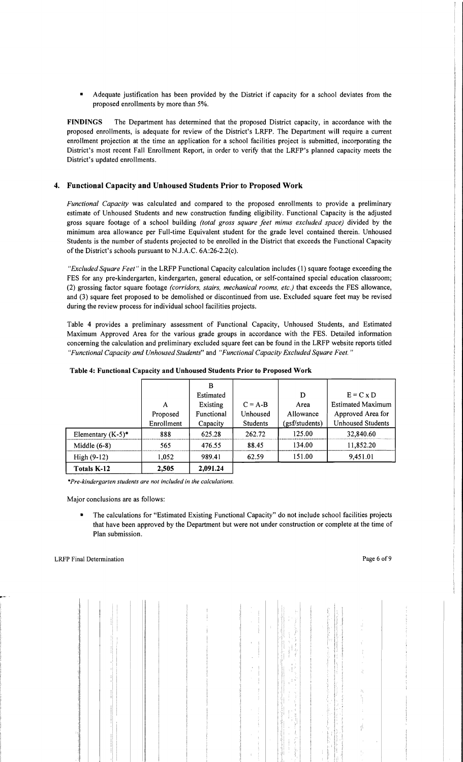- Adequate justification has been provided by the District if capacity for a school deviates from the proposed enrollments by more than 5%.

**FINDINGS** The Department has determined that the proposed District capacity, in accordance with the proposed enrollments, is adequate for review of the District's LRFP. The Department will require a current enrollment projection at the time an application for a school facilities project is submitted, incorporating the District's most recent Fall Enrollment Report, in order to verify that the LRFP's planned capacity meets the District's updated enrollments.

## 4. Functional Capacity and Unhoused Students Prior to Proposed Work

*Functional Capacity* was calculated and compared to the proposed enrollments to provide a preliminary estimate of Unhoused Students and new construction funding eligibility. Functional Capacity is the adjusted gross square footage of a school building *(total gross square feet minus excluded space)* divided by the minimum area allowance per Full-time Equivalent student for the grade level contained therein. Unhoused Students is the number of students projected to be enrolled in the District that exceeds the Functional Capacity of the District's schools pursuant to N.J.A.C. 6A:26-2.2(c).

*"Excluded Square Feet"* in the LRFP Functional Capacity calculation includes (1) square footage exceeding the FES for any pre-kindergarten, kindergarten, general education, or self-contained special education classroom; (2) grossing factor square footage *(corridors, stairs, mechanical rooms, etc.)* that exceeds the FES allowance, and (3) square feet proposed to be demolished or discontinued from use. Excluded square feet may be revised during the review process for individual school facilities projects.

Table 4 provides a preliminary assessment of Functional Capacity, Unhoused Students, and Estimated Maximum Approved Area for the various grade groups in accordance with the FES. Detailed information concerning the calculation and preliminary excluded square feet can be found in the LRFP website reports titled *"Functional Capacity and Unhoused Students"* and *"Functional Capacity Excluded Square Feet."*

**Table 4: Functional Capacity and Unhoused Students Prior to Proposed Work**

| | A Proposed Enrollment | B Estimated Existing Functional Capacity | C = A-B Unhoused Students | D Area Allowance (gsf/students) | E = C x D Estimated Maximum Approved Area for Unhoused Students |
|---|---|---|---|---|---|
| Elementary (K-5)* | 888 | 625.28 | 262.72 | 125.00 | 32,840.60 |
| Middle (6-8) | 565 | 476.55 | 88.45 | 134.00 | 11,852.20 |
| High (9-12) | 1,052 | 989.41 | 62.59 | 151.00 | 9,451.01 |
| **Totals K-12** | **2,505** | **2,091.24** | | | |

*\*Pre-kindergarten students are not included in the calculations.*

Major conclusions are as follows:

- The calculations for "Estimated Existing Functional Capacity" do not include school facilities projects that have been approved by the Department but were not under construction or complete at the time of Plan submission.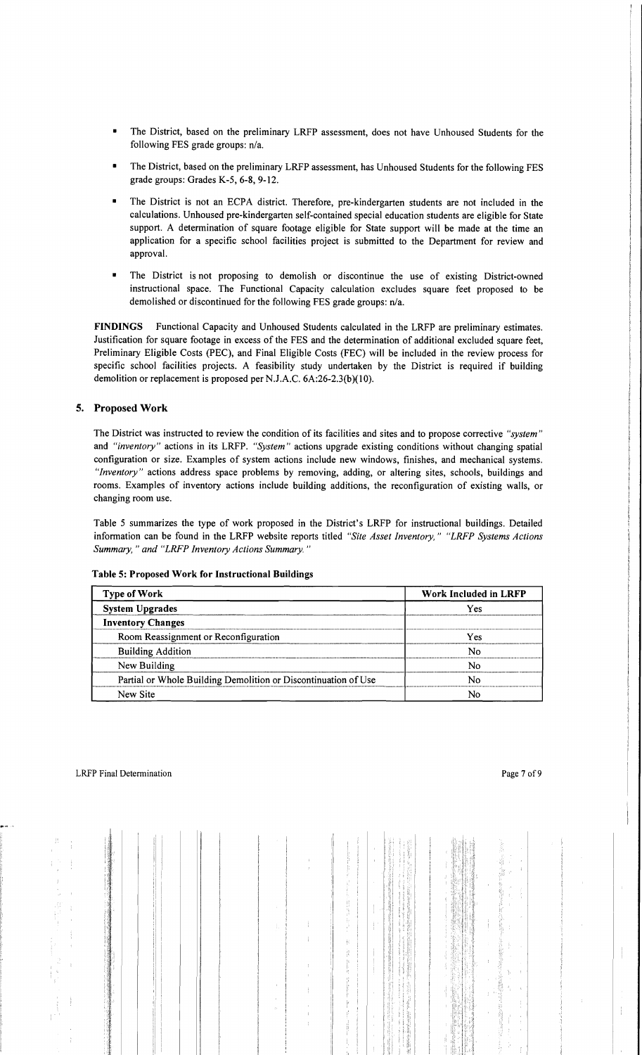- The District, based on the preliminary LRFP assessment, does not have Unhoused Students for the following FES grade groups: n/a.
- The District, based on the preliminary LRFP assessment, has Unhoused Students for the following FES grade groups: Grades K-5, 6-8, 9-12.
- The District is not an ECPA district. Therefore, pre-kindergarten students are not included in the calculations. Unhoused pre-kindergarten self-contained special education students are eligible for State support. A determination of square footage eligible for State support will be made at the time an application for a specific school facilities project is submitted to the Department for review and approval.
- The District is not proposing to demolish or discontinue the use of existing District-owned instructional space. The Functional Capacity calculation excludes square feet proposed to be demolished or discontinued for the following FES grade groups: n/a.

**FINDINGS** Functional Capacity and Unhoused Students calculated in the LRFP are preliminary estimates. Justification for square footage in excess of the FES and the determination of additional excluded square feet, Preliminary Eligible Costs (PEC), and Final Eligible Costs (FEC) will be included in the review process for specific school facilities projects. A feasibility study undertaken by the District is required if building demolition or replacement is proposed per N.J.A.C. 6A:26-2.3(b)(10).

## 5. Proposed Work

The District was instructed to review the condition of its facilities and sites and to propose corrective *"system"* and *"inventory"* actions in its LRFP. *"System"* actions upgrade existing conditions without changing spatial configuration or size. Examples of system actions include new windows, finishes, and mechanical systems. *"Inventory"* actions address space problems by removing, adding, or altering sites, schools, buildings and rooms. Examples of inventory actions include building additions, the reconfiguration of existing walls, or changing room use.

Table 5 summarizes the type of work proposed in the District's LRFP for instructional buildings. Detailed information can be found in the LRFP website reports titled *"Site Asset Inventory," "LRFP Systems Actions Summary," and "LRFP Inventory Actions Summary."*

**Table 5: Proposed Work for Instructional Buildings**

| Type of Work | Work Included in LRFP |
|---|---|
| **System Upgrades** | Yes |
| **Inventory Changes** | |
| Room Reassignment or Reconfiguration | Yes |
| Building Addition | No |
| New Building | No |
| Partial or Whole Building Demolition or Discontinuation of Use | No |
| New Site | No |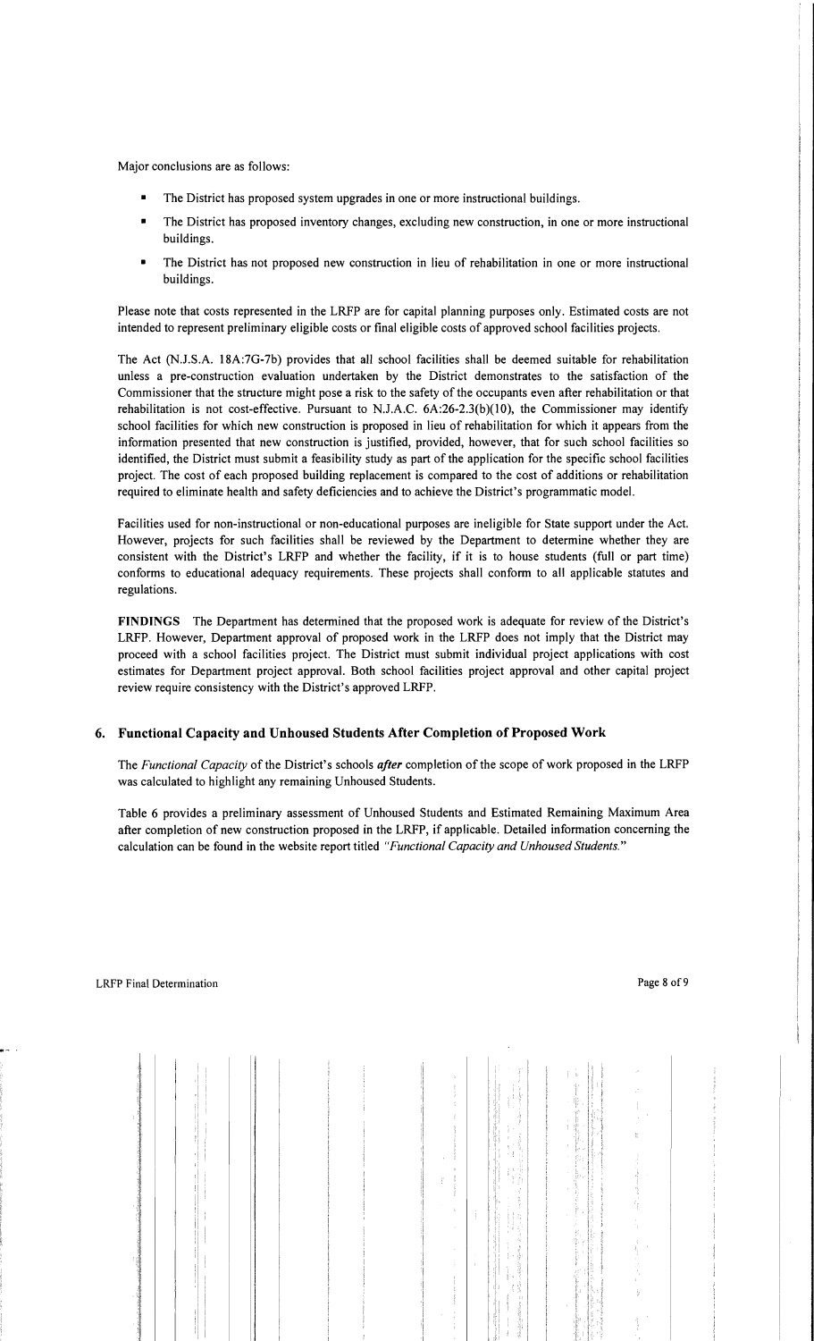Major conclusions are as follows:

- The District has proposed system upgrades in one or more instructional buildings.
- The District has proposed inventory changes, excluding new construction, in one or more instructional buildings.
- The District has not proposed new construction in lieu of rehabilitation in one or more instructional buildings.

Please note that costs represented in the LRFP are for capital planning purposes only. Estimated costs are not intended to represent preliminary eligible costs or final eligible costs of approved school facilities projects.

The Act (N.J.S.A. 18A:7G-7b) provides that all school facilities shall be deemed suitable for rehabilitation unless a pre-construction evaluation undertaken by the District demonstrates to the satisfaction of the Commissioner that the structure might pose a risk to the safety of the occupants even after rehabilitation or that rehabilitation is not cost-effective. Pursuant to N.J.A.C. 6A:26-2.3(b)(10), the Commissioner may identify school facilities for which new construction is proposed in lieu of rehabilitation for which it appears from the information presented that new construction is justified, provided, however, that for such school facilities so identified, the District must submit a feasibility study as part of the application for the specific school facilities project. The cost of each proposed building replacement is compared to the cost of additions or rehabilitation required to eliminate health and safety deficiencies and to achieve the District's programmatic model.

Facilities used for non-instructional or non-educational purposes are ineligible for State support under the Act. However, projects for such facilities shall be reviewed by the Department to determine whether they are consistent with the District's LRFP and whether the facility, if it is to house students (full or part time) conforms to educational adequacy requirements. These projects shall conform to all applicable statutes and regulations.

**FINDINGS** The Department has determined that the proposed work is adequate for review of the District's LRFP. However, Department approval of proposed work in the LRFP does not imply that the District may proceed with a school facilities project. The District must submit individual project applications with cost estimates for Department project approval. Both school facilities project approval and other capital project review require consistency with the District's approved LRFP.

## 6. Functional Capacity and Unhoused Students After Completion of Proposed Work

The *Functional Capacity* of the District's schools ***after*** completion of the scope of work proposed in the LRFP was calculated to highlight any remaining Unhoused Students.

Table 6 provides a preliminary assessment of Unhoused Students and Estimated Remaining Maximum Area after completion of new construction proposed in the LRFP, if applicable. Detailed information concerning the calculation can be found in the website report titled *"Functional Capacity and Unhoused Students."*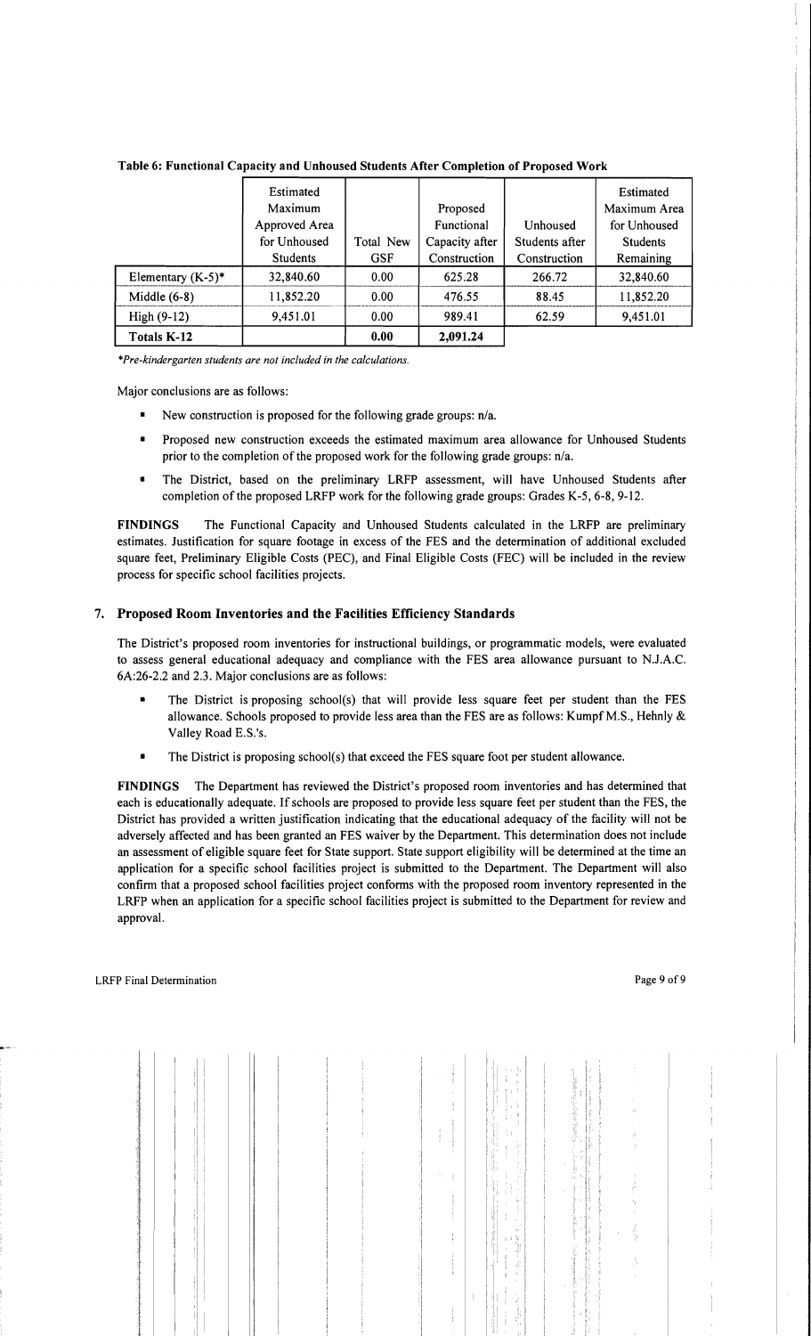**Table 6: Functional Capacity and Unhoused Students After Completion of Proposed Work**

| | Estimated Maximum Approved Area for Unhoused Students | Total New GSF | Proposed Functional Capacity after Construction | Unhoused Students after Construction | Estimated Maximum Area for Unhoused Students Remaining |
|---|---|---|---|---|---|
| Elementary (K-5)* | 32,840.60 | 0.00 | 625.28 | 266.72 | 32,840.60 |
| Middle (6-8) | 11,852.20 | 0.00 | 476.55 | 88.45 | 11,852.20 |
| High (9-12) | 9,451.01 | 0.00 | 989.41 | 62.59 | 9,451.01 |
| **Totals K-12** | | **0.00** | **2,091.24** | | |

*\*Pre-kindergarten students are not included in the calculations.*

Major conclusions are as follows:

- New construction is proposed for the following grade groups: n/a.
- Proposed new construction exceeds the estimated maximum area allowance for Unhoused Students prior to the completion of the proposed work for the following grade groups: n/a.
- The District, based on the preliminary LRFP assessment, will have Unhoused Students after completion of the proposed LRFP work for the following grade groups: Grades K-5, 6-8, 9-12.

**FINDINGS** The Functional Capacity and Unhoused Students calculated in the LRFP are preliminary estimates. Justification for square footage in excess of the FES and the determination of additional excluded square feet, Preliminary Eligible Costs (PEC), and Final Eligible Costs (FEC) will be included in the review process for specific school facilities projects.

## 7. Proposed Room Inventories and the Facilities Efficiency Standards

The District's proposed room inventories for instructional buildings, or programmatic models, were evaluated to assess general educational adequacy and compliance with the FES area allowance pursuant to N.J.A.C. 6A:26-2.2 and 2.3. Major conclusions are as follows:

- The District is proposing school(s) that will provide less square feet per student than the FES allowance. Schools proposed to provide less area than the FES are as follows: Kumpf M.S., Hehnly & Valley Road E.S.'s.
- The District is proposing school(s) that exceed the FES square foot per student allowance.

**FINDINGS** The Department has reviewed the District's proposed room inventories and has determined that each is educationally adequate. If schools are proposed to provide less square feet per student than the FES, the District has provided a written justification indicating that the educational adequacy of the facility will not be adversely affected and has been granted an FES waiver by the Department. This determination does not include an assessment of eligible square feet for State support. State support eligibility will be determined at the time an application for a specific school facilities project is submitted to the Department. The Department will also confirm that a proposed school facilities project conforms with the proposed room inventory represented in the LRFP when an application for a specific school facilities project is submitted to the Department for review and approval.